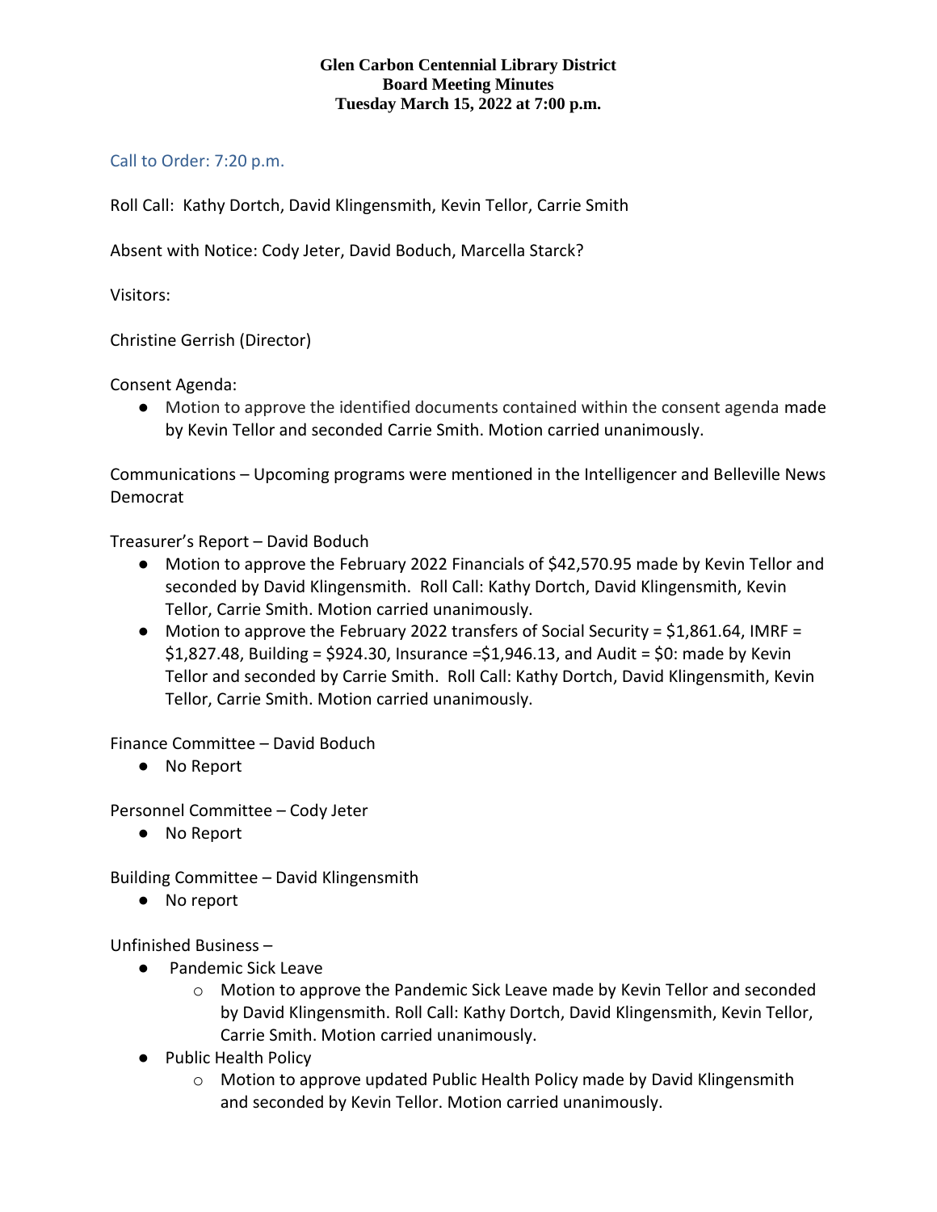**Glen Carbon Centennial Library District**
**Board Meeting Minutes**
**Tuesday March 15, 2022 at 7:00 p.m.**

Call to Order: 7:20 p.m.

Roll Call: Kathy Dortch, David Klingensmith, Kevin Tellor, Carrie Smith

Absent with Notice: Cody Jeter, David Boduch, Marcella Starck?

Visitors:

Christine Gerrish (Director)

Consent Agenda:

- Motion to approve the identified documents contained within the consent agenda made by Kevin Tellor and seconded Carrie Smith. Motion carried unanimously.

Communications – Upcoming programs were mentioned in the Intelligencer and Belleville News Democrat

Treasurer's Report – David Boduch

- Motion to approve the February 2022 Financials of $42,570.95 made by Kevin Tellor and seconded by David Klingensmith. Roll Call: Kathy Dortch, David Klingensmith, Kevin Tellor, Carrie Smith. Motion carried unanimously.
- Motion to approve the February 2022 transfers of Social Security = $1,861.64, IMRF = $1,827.48, Building = $924.30, Insurance =$1,946.13, and Audit = $0: made by Kevin Tellor and seconded by Carrie Smith. Roll Call: Kathy Dortch, David Klingensmith, Kevin Tellor, Carrie Smith. Motion carried unanimously.

Finance Committee – David Boduch

- No Report

Personnel Committee – Cody Jeter

- No Report

Building Committee – David Klingensmith

- No report

Unfinished Business –

- Pandemic Sick Leave
  - Motion to approve the Pandemic Sick Leave made by Kevin Tellor and seconded by David Klingensmith. Roll Call: Kathy Dortch, David Klingensmith, Kevin Tellor, Carrie Smith. Motion carried unanimously.
- Public Health Policy
  - Motion to approve updated Public Health Policy made by David Klingensmith and seconded by Kevin Tellor. Motion carried unanimously.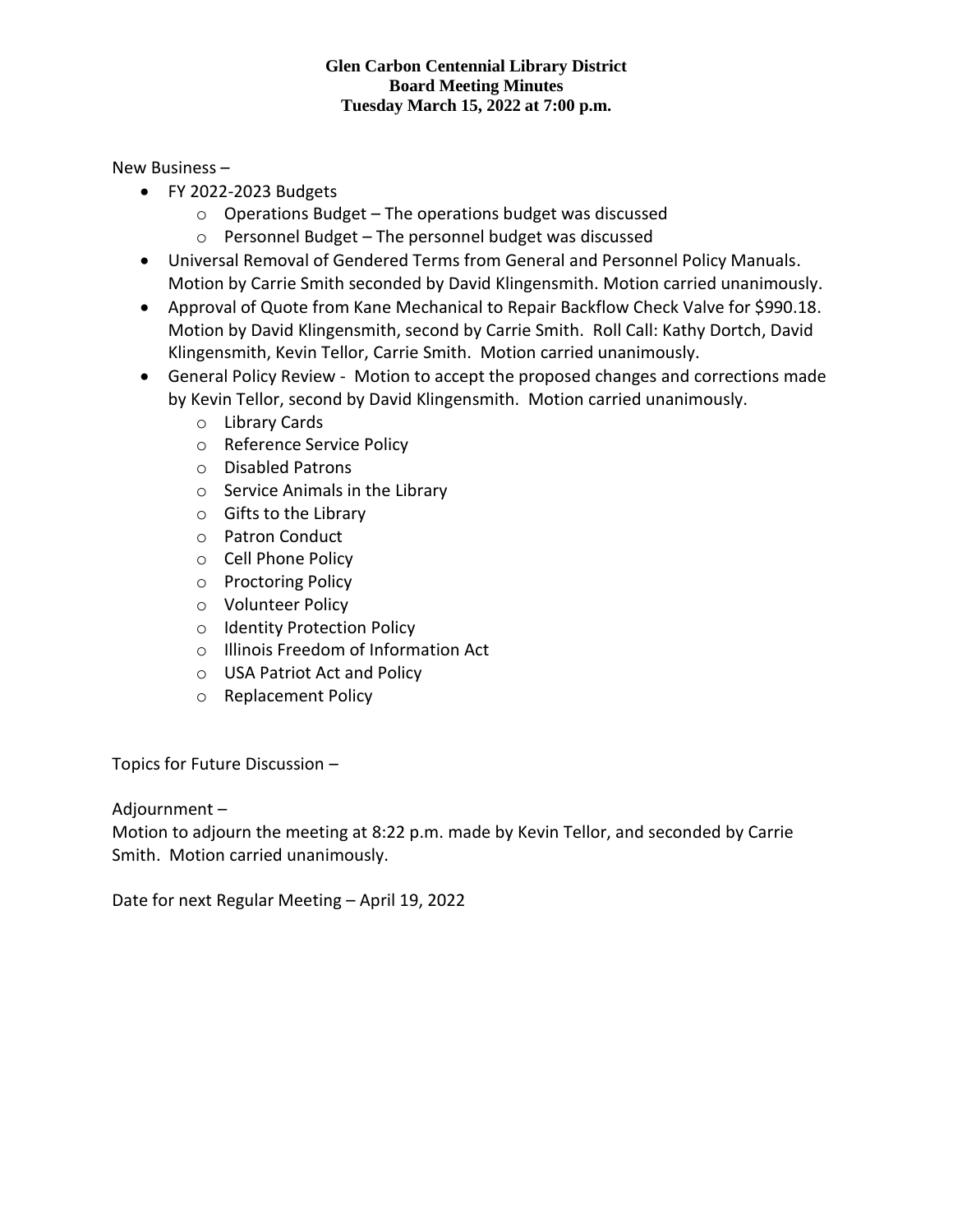**Glen Carbon Centennial Library District**
**Board Meeting Minutes**
**Tuesday March 15, 2022 at 7:00 p.m.**

New Business –

- FY 2022-2023 Budgets
    - Operations Budget – The operations budget was discussed
    - Personnel Budget – The personnel budget was discussed
- Universal Removal of Gendered Terms from General and Personnel Policy Manuals. Motion by Carrie Smith seconded by David Klingensmith. Motion carried unanimously.
- Approval of Quote from Kane Mechanical to Repair Backflow Check Valve for $990.18. Motion by David Klingensmith, second by Carrie Smith. Roll Call: Kathy Dortch, David Klingensmith, Kevin Tellor, Carrie Smith. Motion carried unanimously.
- General Policy Review - Motion to accept the proposed changes and corrections made by Kevin Tellor, second by David Klingensmith. Motion carried unanimously.
    - Library Cards
    - Reference Service Policy
    - Disabled Patrons
    - Service Animals in the Library
    - Gifts to the Library
    - Patron Conduct
    - Cell Phone Policy
    - Proctoring Policy
    - Volunteer Policy
    - Identity Protection Policy
    - Illinois Freedom of Information Act
    - USA Patriot Act and Policy
    - Replacement Policy

Topics for Future Discussion –

Adjournment –
Motion to adjourn the meeting at 8:22 p.m. made by Kevin Tellor, and seconded by Carrie Smith. Motion carried unanimously.

Date for next Regular Meeting – April 19, 2022